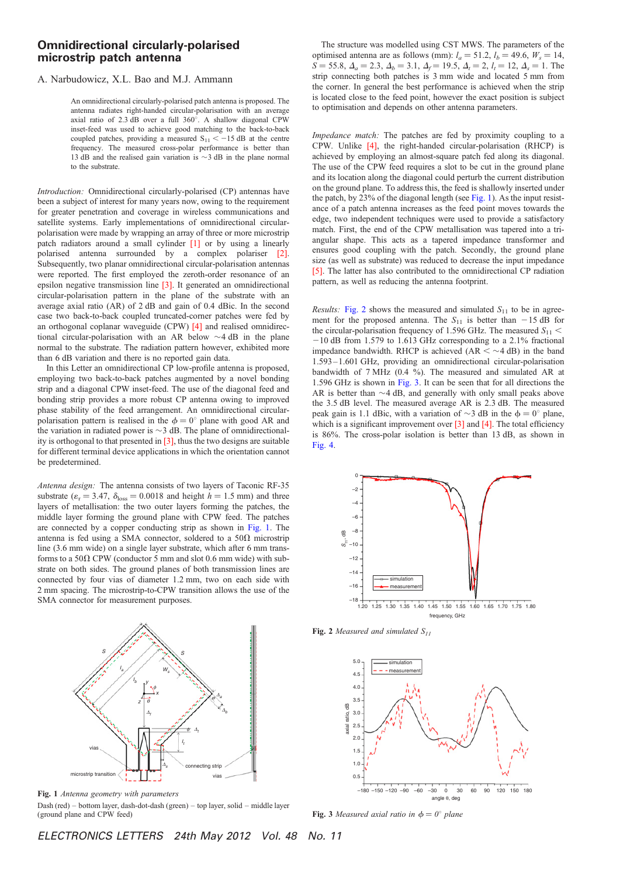# Omnidirectional circularly-polarised microstrip patch antenna

A. Narbudowicz, X.L. Bao and M.J. Ammann

An omnidirectional circularly-polarised patch antenna is proposed. The antenna radiates right-handed circular-polarisation with an average axial ratio of 2.3 dB over a full 360°. A shallow diagonal CPW inset-feed was used to achieve good matching to the back-to-back coupled patches, providing a measured $S_{11} < -15$ dB at the centre frequency. The measured cross-polar performance is better than 13 dB and the realised gain variation is ~3 dB in the plane normal to the substrate.

*Introduction:* Omnidirectional circularly-polarised (CP) antennas have been a subject of interest for many years now, owing to the requirement for greater penetration and coverage in wireless communications and satellite systems. Early implementations of omnidirectional circular-polarisation were made by wrapping an array of three or more microstrip patch radiators around a small cylinder [1] or by using a linearly polarised antenna surrounded by a complex polariser [2]. Subsequently, two planar omnidirectional circular-polarisation antennas were reported. The first employed the zeroth-order resonance of an epsilon negative transmission line [3]. It generated an omnidirectional circular-polarisation pattern in the plane of the substrate with an average axial ratio (AR) of 2 dB and gain of 0.4 dBic. In the second case two back-to-back coupled truncated-corner patches were fed by an orthogonal coplanar waveguide (CPW) [4] and realised omnidirectional circular-polarisation with an AR below ~4 dB in the plane normal to the substrate. The radiation pattern however, exhibited more than 6 dB variation and there is no reported gain data.

In this Letter an omnidirectional CP low-profile antenna is proposed, employing two back-to-back patches augmented by a novel bonding strip and a diagonal CPW inset-feed. The use of the diagonal feed and bonding strip provides a more robust CP antenna owing to improved phase stability of the feed arrangement. An omnidirectional circular-polarisation pattern is realised in the $\phi = 0°$ plane with good AR and the variation in radiated power is ~3 dB. The plane of omnidirectionality is orthogonal to that presented in [3], thus the two designs are suitable for different terminal device applications in which the orientation cannot be predetermined.

*Antenna design:* The antenna consists of two layers of Taconic RF-35 substrate ($\varepsilon_r = 3.47$, $\delta_{loss} = 0.0018$ and height $h = 1.5$ mm) and three layers of metallisation: the two outer layers forming the patches, the middle layer forming the ground plane with CPW feed. The patches are connected by a copper conducting strip as shown in Fig. 1. The antenna is fed using a SMA connector, soldered to a 50Ω microstrip line (3.6 mm wide) on a single layer substrate, which after 6 mm transforms to a 50Ω CPW (conductor 5 mm and slot 0.6 mm wide) with substrate on both sides. The ground planes of both transmission lines are connected by four vias of diameter 1.2 mm, two on each side with 2 mm spacing. The microstrip-to-CPW transition allows the use of the SMA connector for measurement purposes.

**Fig. 1** *Antenna geometry with parameters*

Dash (red) – bottom layer, dash-dot-dash (green) – top layer, solid – middle layer (ground plane and CPW feed)

The structure was modelled using CST MWS. The parameters of the optimised antenna are as follows (mm): $l_a = 51.2$, $l_b = 49.6$, $W_s = 14$, $S = 55.8$, $\Delta_a = 2.3$, $\Delta_b = 3.1$, $\Delta_f = 19.5$, $\Delta_t = 2$, $l_t = 12$, $\Delta_s = 1$. The strip connecting both patches is 3 mm wide and located 5 mm from the corner. In general the best performance is achieved when the strip is located close to the feed point, however the exact position is subject to optimisation and depends on other antenna parameters.

*Impedance match:* The patches are fed by proximity coupling to a CPW. Unlike [4], the right-handed circular-polarisation (RHCP) is achieved by employing an almost-square patch fed along its diagonal. The use of the CPW feed requires a slot to be cut in the ground plane and its location along the diagonal could perturb the current distribution on the ground plane. To address this, the feed is shallowly inserted under the patch, by 23% of the diagonal length (see Fig. 1). As the input resistance of a patch antenna increases as the feed point moves towards the edge, two independent techniques were used to provide a satisfactory match. First, the end of the CPW metallisation was tapered into a triangular shape. This acts as a tapered impedance transformer and ensures good coupling with the patch. Secondly, the ground plane size (as well as substrate) was reduced to decrease the input impedance [5]. The latter has also contributed to the omnidirectional CP radiation pattern, as well as reducing the antenna footprint.

*Results:* Fig. 2 shows the measured and simulated $S_{11}$ to be in agreement for the proposed antenna. The $S_{11}$ is better than −15 dB for the circular-polarisation frequency of 1.596 GHz. The measured $S_{11} < -10$ dB from 1.579 to 1.613 GHz corresponding to a 2.1% fractional impedance bandwidth. RHCP is achieved (AR < ~4 dB) in the band 1.593–1.601 GHz, providing an omnidirectional circular-polarisation bandwidth of 7 MHz (0.4 %). The measured and simulated AR at 1.596 GHz is shown in Fig. 3. It can be seen that for all directions the AR is better than ~4 dB, and generally with only small peaks above the 3.5 dB level. The measured average AR is 2.3 dB. The measured peak gain is 1.1 dBic, with a variation of ~3 dB in the $\phi = 0°$ plane, which is a significant improvement over [3] and [4]. The total efficiency is 86%. The cross-polar isolation is better than 13 dB, as shown in Fig. 4.

**Fig. 2** *Measured and simulated $S_{11}$*

**Fig. 3** *Measured axial ratio in $\phi = 0°$ plane*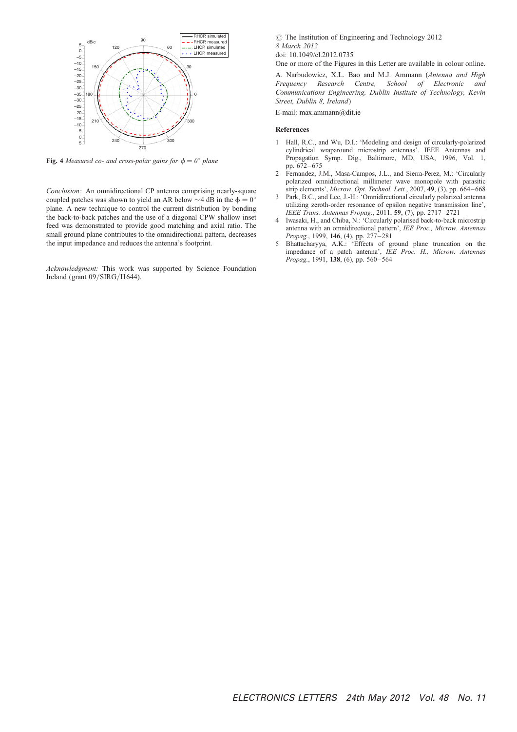dBic

5
0
−5
−10
−15
−20
−25
−30
−35
−30
−25
−20
−15
−10
−5
0
5

90
120
60
150
30
180
0
210
330
240
300
270

RHCP, simulated
RHCP, measured
LHCP, simulated
LHCP, measured

**Fig. 4** *Measured co- and cross-polar gains for $\phi = 0°$ plane*

*Conclusion:* An omnidirectional CP antenna comprising nearly-square coupled patches was shown to yield an AR below ~4 dB in the $\phi = 0°$ plane. A new technique to control the current distribution by bonding the back-to-back patches and the use of a diagonal CPW shallow inset feed was demonstrated to provide good matching and axial ratio. The small ground plane contributes to the omnidirectional pattern, decreases the input impedance and reduces the antenna's footprint.

*Acknowledgment:* This work was supported by Science Foundation Ireland (grant 09/SIRG/I1644).

© The Institution of Engineering and Technology 2012
*8 March 2012*
doi: 10.1049/el.2012.0735
One or more of the Figures in this Letter are available in colour online.

A. Narbudowicz, X.L. Bao and M.J. Ammann (*Antenna and High Frequency Research Centre, School of Electronic and Communications Engineering, Dublin Institute of Technology, Kevin Street, Dublin 8, Ireland*)

E-mail: max.ammann@dit.ie

## References

1. Hall, R.C., and Wu, D.I.: 'Modeling and design of circularly-polarized cylindrical wraparound microstrip antennas'. IEEE Antennas and Propagation Symp. Dig., Baltimore, MD, USA, 1996, Vol. 1, pp. 672–675
2. Fernandez, J.M., Masa-Campos, J.L., and Sierra-Perez, M.: 'Circularly polarized omnidirectional millimeter wave monopole with parasitic strip elements', *Microw. Opt. Technol. Lett.*, 2007, **49**, (3), pp. 664–668
3. Park, B.C., and Lee, J.-H.: 'Omnidirectional circularly polarized antenna utilizing zeroth-order resonance of epsilon negative transmission line', *IEEE Trans. Antennas Propag.*, 2011, **59**, (7), pp. 2717–2721
4. Iwasaki, H., and Chiba, N.: 'Circularly polarised back-to-back microstrip antenna with an omnidirectional pattern', *IEE Proc., Microw. Antennas Propag.*, 1999, **146**, (4), pp. 277–281
5. Bhattacharyya, A.K.: 'Effects of ground plane truncation on the impedance of a patch antenna', *IEE Proc. H., Microw. Antennas Propag.*, 1991, **138**, (6), pp. 560–564